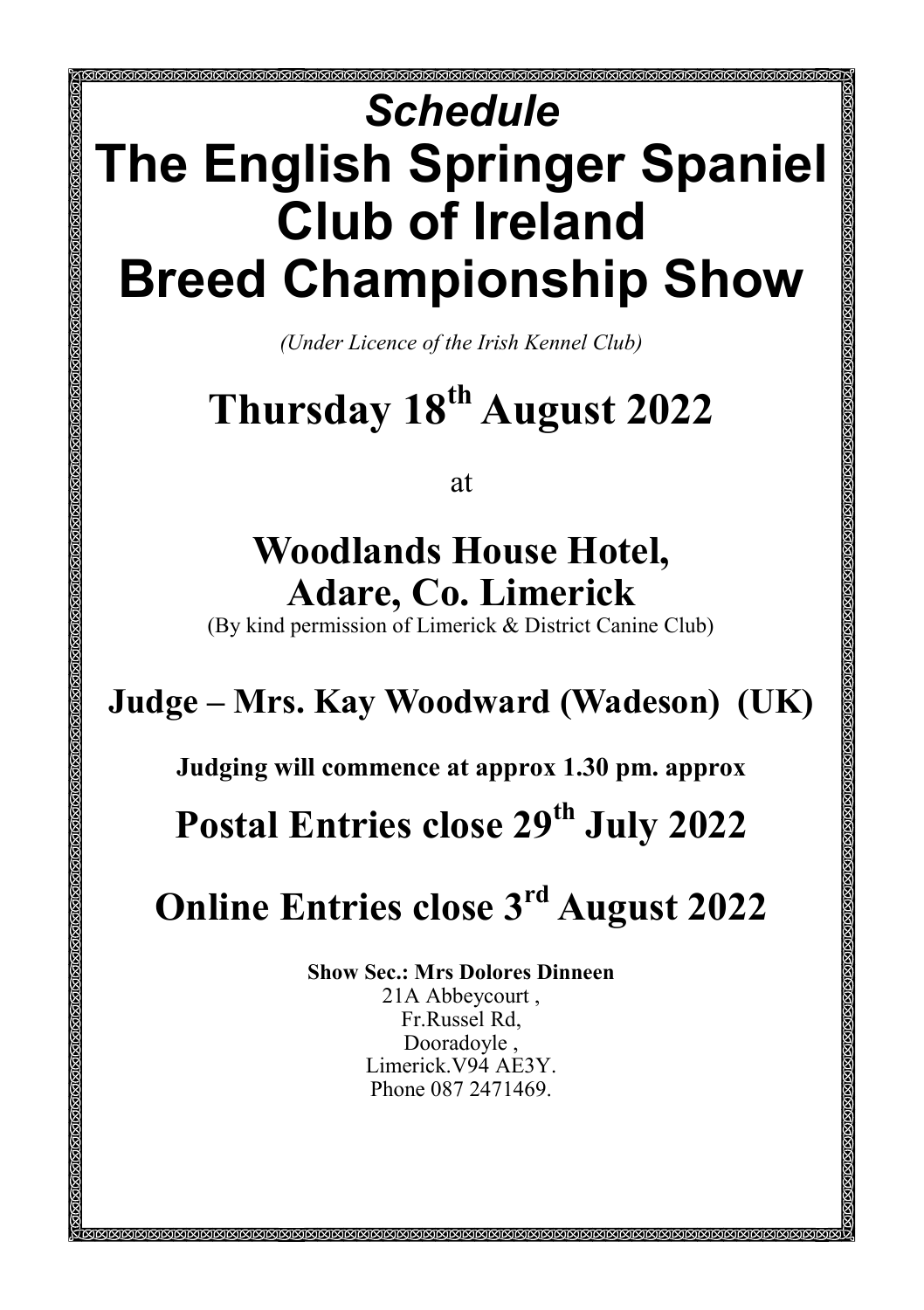*Schedule*

# The English Springer Spaniel Club of Ireland Breed Championship Show

*(Under Licence of the Irish Kennel Club)*

## Thursday 18th August 2022

at

## Woodlands House Hotel, Adare, Co. Limerick

(By kind permission of Limerick & District Canine Club)

## Judge – Mrs. Kay Woodward (Wadeson) (UK)

**Judging will commence at approx 1.30 pm. approx**

## Postal Entries close 29th July 2022

## Online Entries close 3rd August 2022

**Show Sec.: Mrs Dolores Dinneen**
21A Abbeycourt ,
Fr.Russel Rd,
Dooradoyle ,
Limerick.V94 AE3Y.
Phone 087 2471469.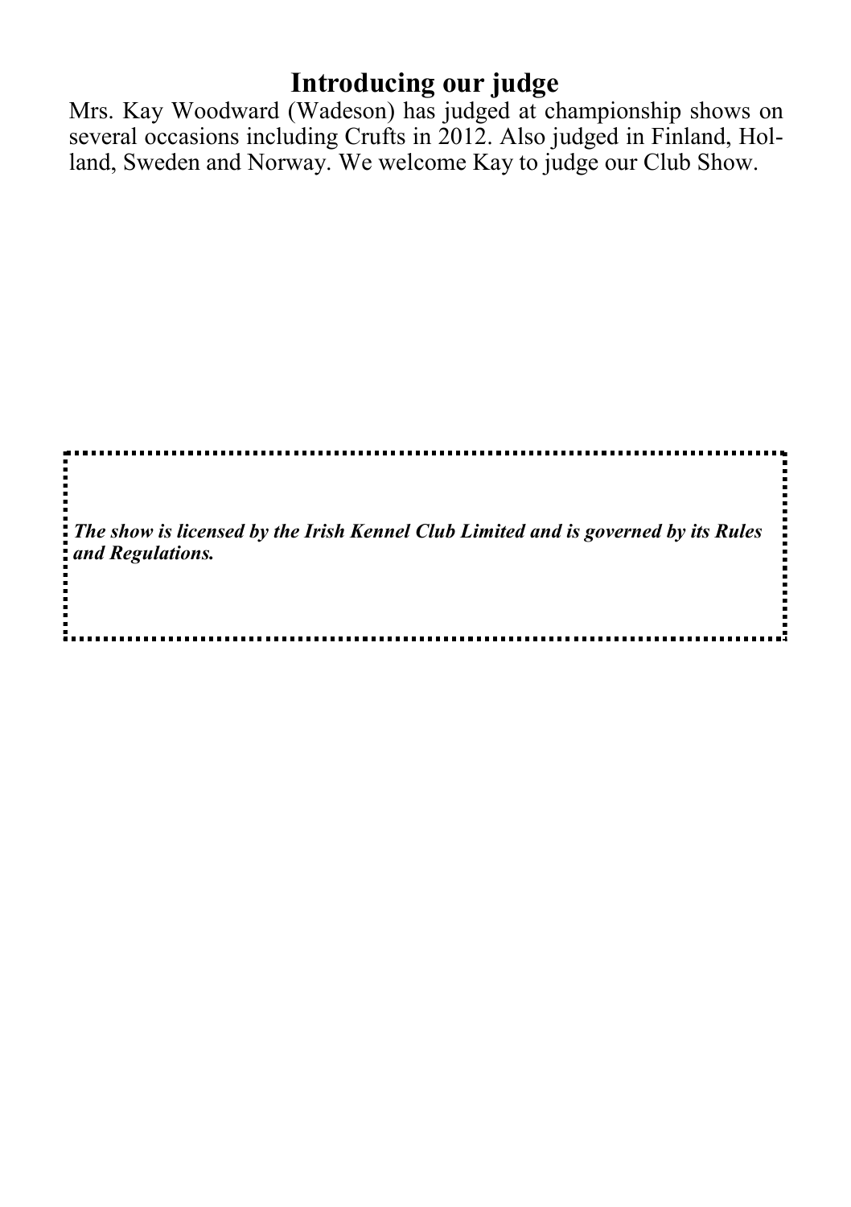# Introducing our judge

Mrs. Kay Woodward (Wadeson) has judged at championship shows on several occasions including Crufts in 2012. Also judged in Finland, Holland, Sweden and Norway. We welcome Kay to judge our Club Show.

***The show is licensed by the Irish Kennel Club Limited and is governed by its Rules and Regulations.***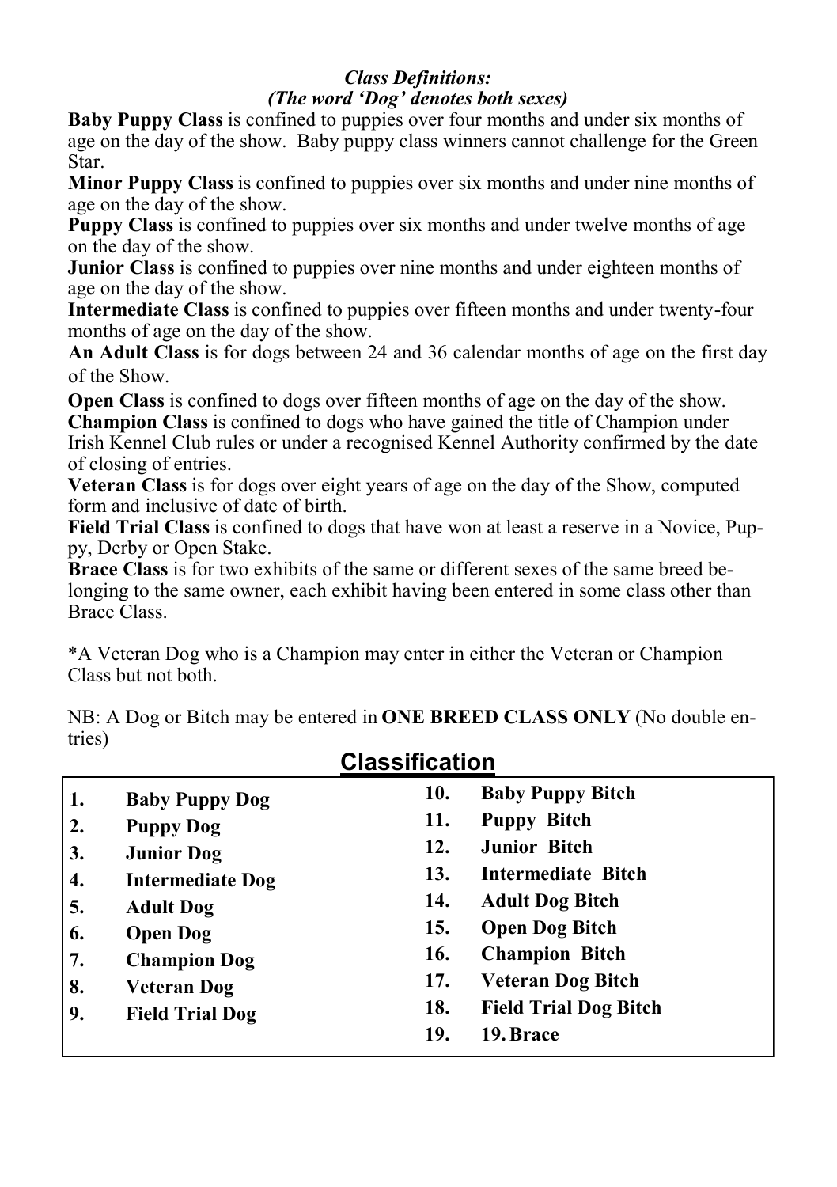***Class Definitions:***
***(The word 'Dog' denotes both sexes)***

**Baby Puppy Class** is confined to puppies over four months and under six months of age on the day of the show. Baby puppy class winners cannot challenge for the Green Star.

**Minor Puppy Class** is confined to puppies over six months and under nine months of age on the day of the show.

**Puppy Class** is confined to puppies over six months and under twelve months of age on the day of the show.

**Junior Class** is confined to puppies over nine months and under eighteen months of age on the day of the show.

**Intermediate Class** is confined to puppies over fifteen months and under twenty-four months of age on the day of the show.

**An Adult Class** is for dogs between 24 and 36 calendar months of age on the first day of the Show.

**Open Class** is confined to dogs over fifteen months of age on the day of the show.

**Champion Class** is confined to dogs who have gained the title of Champion under Irish Kennel Club rules or under a recognised Kennel Authority confirmed by the date of closing of entries.

**Veteran Class** is for dogs over eight years of age on the day of the Show, computed form and inclusive of date of birth.

**Field Trial Class** is confined to dogs that have won at least a reserve in a Novice, Puppy, Derby or Open Stake.

**Brace Class** is for two exhibits of the same or different sexes of the same breed belonging to the same owner, each exhibit having been entered in some class other than Brace Class.

*A Veteran Dog who is a Champion may enter in either the Veteran or Champion Class but not both.

NB: A Dog or Bitch may be entered in **ONE BREED CLASS ONLY** (No double entries)

## Classification

| | | | |
|---|---|---|---|
| **1.** | **Baby Puppy Dog** | **10.** | **Baby Puppy Bitch** |
| **2.** | **Puppy Dog** | **11.** | **Puppy Bitch** |
| **3.** | **Junior Dog** | **12.** | **Junior Bitch** |
| **4.** | **Intermediate Dog** | **13.** | **Intermediate Bitch** |
| **5.** | **Adult Dog** | **14.** | **Adult Dog Bitch** |
| **6.** | **Open Dog** | **15.** | **Open Dog Bitch** |
| **7.** | **Champion Dog** | **16.** | **Champion Bitch** |
| **8.** | **Veteran Dog** | **17.** | **Veteran Dog Bitch** |
| **9.** | **Field Trial Dog** | **18.** | **Field Trial Dog Bitch** |
| | | **19.** | **19. Brace** |